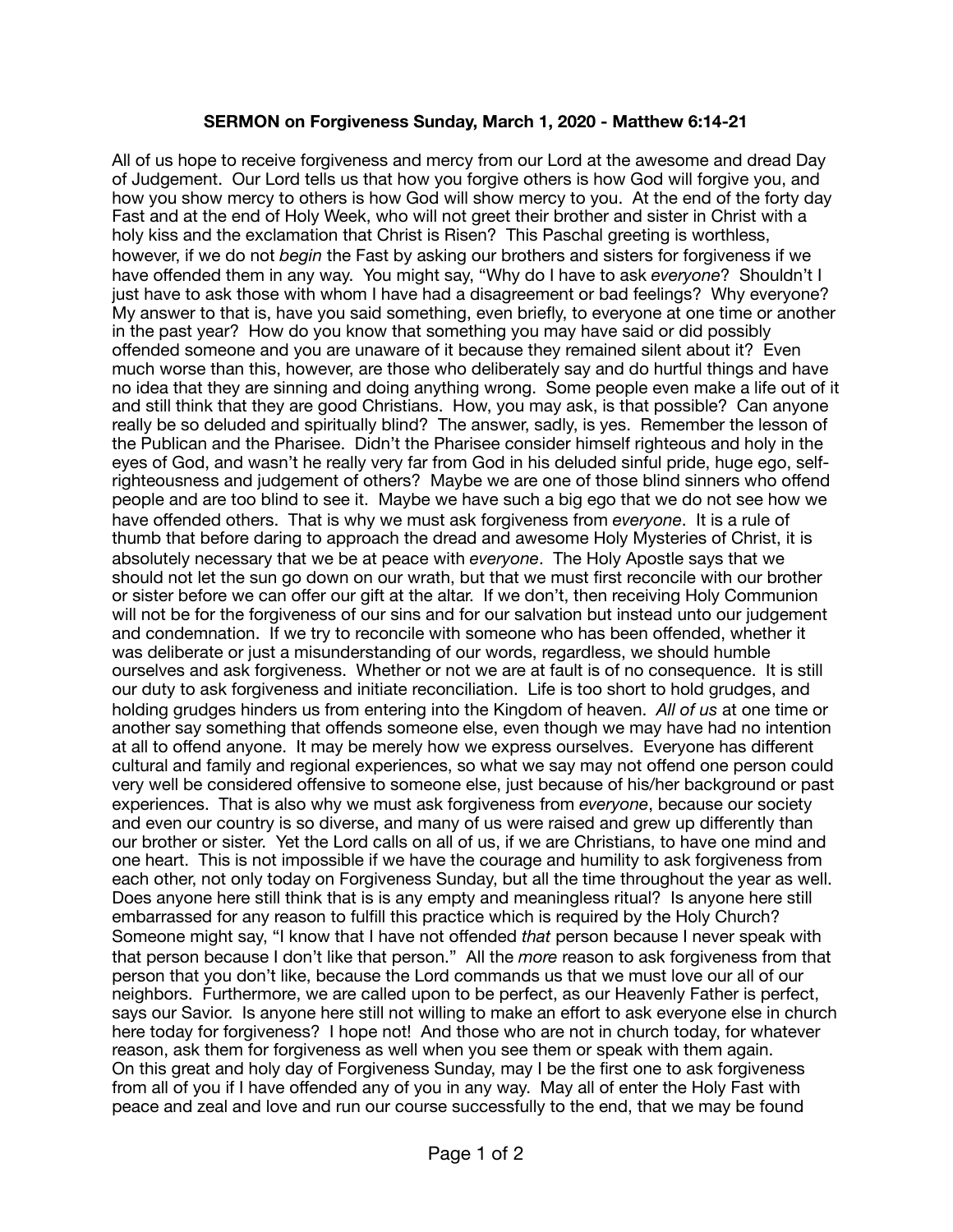**SERMON on Forgiveness Sunday, March 1, 2020 - Matthew 6:14-21**

All of us hope to receive forgiveness and mercy from our Lord at the awesome and dread Day of Judgement. Our Lord tells us that how you forgive others is how God will forgive you, and how you show mercy to others is how God will show mercy to you. At the end of the forty day Fast and at the end of Holy Week, who will not greet their brother and sister in Christ with a holy kiss and the exclamation that Christ is Risen? This Paschal greeting is worthless, however, if we do not *begin* the Fast by asking our brothers and sisters for forgiveness if we have offended them in any way. You might say, "Why do I have to ask *everyone*? Shouldn't I just have to ask those with whom I have had a disagreement or bad feelings? Why everyone? My answer to that is, have you said something, even briefly, to everyone at one time or another in the past year? How do you know that something you may have said or did possibly offended someone and you are unaware of it because they remained silent about it? Even much worse than this, however, are those who deliberately say and do hurtful things and have no idea that they are sinning and doing anything wrong. Some people even make a life out of it and still think that they are good Christians. How, you may ask, is that possible? Can anyone really be so deluded and spiritually blind? The answer, sadly, is yes. Remember the lesson of the Publican and the Pharisee. Didn't the Pharisee consider himself righteous and holy in the eyes of God, and wasn't he really very far from God in his deluded sinful pride, huge ego, self-righteousness and judgement of others? Maybe we are one of those blind sinners who offend people and are too blind to see it. Maybe we have such a big ego that we do not see how we have offended others. That is why we must ask forgiveness from *everyone*. It is a rule of thumb that before daring to approach the dread and awesome Holy Mysteries of Christ, it is absolutely necessary that we be at peace with *everyone*. The Holy Apostle says that we should not let the sun go down on our wrath, but that we must first reconcile with our brother or sister before we can offer our gift at the altar. If we don't, then receiving Holy Communion will not be for the forgiveness of our sins and for our salvation but instead unto our judgement and condemnation. If we try to reconcile with someone who has been offended, whether it was deliberate or just a misunderstanding of our words, regardless, we should humble ourselves and ask forgiveness. Whether or not we are at fault is of no consequence. It is still our duty to ask forgiveness and initiate reconciliation. Life is too short to hold grudges, and holding grudges hinders us from entering into the Kingdom of heaven. *All of us* at one time or another say something that offends someone else, even though we may have had no intention at all to offend anyone. It may be merely how we express ourselves. Everyone has different cultural and family and regional experiences, so what we say may not offend one person could very well be considered offensive to someone else, just because of his/her background or past experiences. That is also why we must ask forgiveness from *everyone*, because our society and even our country is so diverse, and many of us were raised and grew up differently than our brother or sister. Yet the Lord calls on all of us, if we are Christians, to have one mind and one heart. This is not impossible if we have the courage and humility to ask forgiveness from each other, not only today on Forgiveness Sunday, but all the time throughout the year as well. Does anyone here still think that is is any empty and meaningless ritual? Is anyone here still embarrassed for any reason to fulfill this practice which is required by the Holy Church? Someone might say, "I know that I have not offended *that* person because I never speak with that person because I don't like that person." All the *more* reason to ask forgiveness from that person that you don't like, because the Lord commands us that we must love our all of our neighbors. Furthermore, we are called upon to be perfect, as our Heavenly Father is perfect, says our Savior. Is anyone here still not willing to make an effort to ask everyone else in church here today for forgiveness? I hope not! And those who are not in church today, for whatever reason, ask them for forgiveness as well when you see them or speak with them again.

On this great and holy day of Forgiveness Sunday, may I be the first one to ask forgiveness from all of you if I have offended any of you in any way. May all of enter the Holy Fast with peace and zeal and love and run our course successfully to the end, that we may be found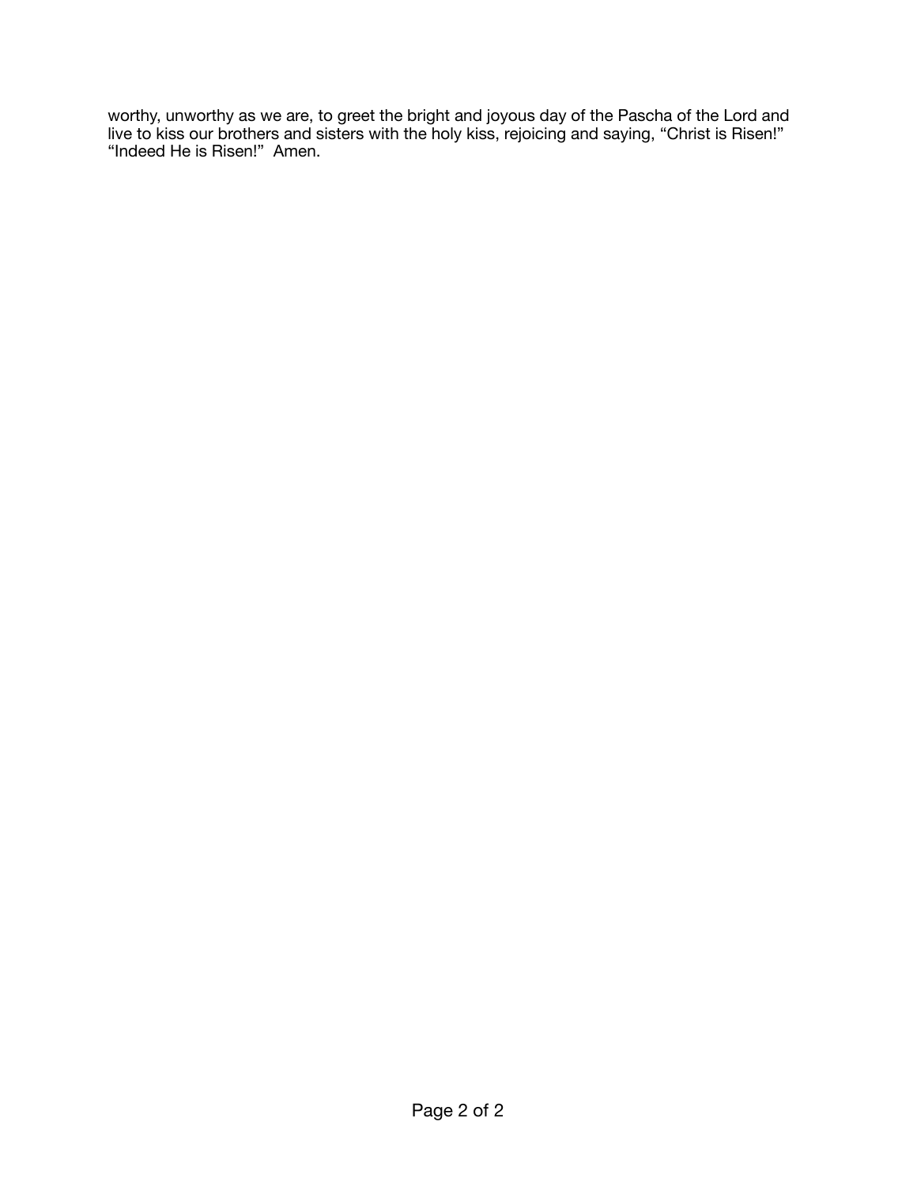worthy, unworthy as we are, to greet the bright and joyous day of the Pascha of the Lord and live to kiss our brothers and sisters with the holy kiss, rejoicing and saying, “Christ is Risen!” “Indeed He is Risen!” Amen.